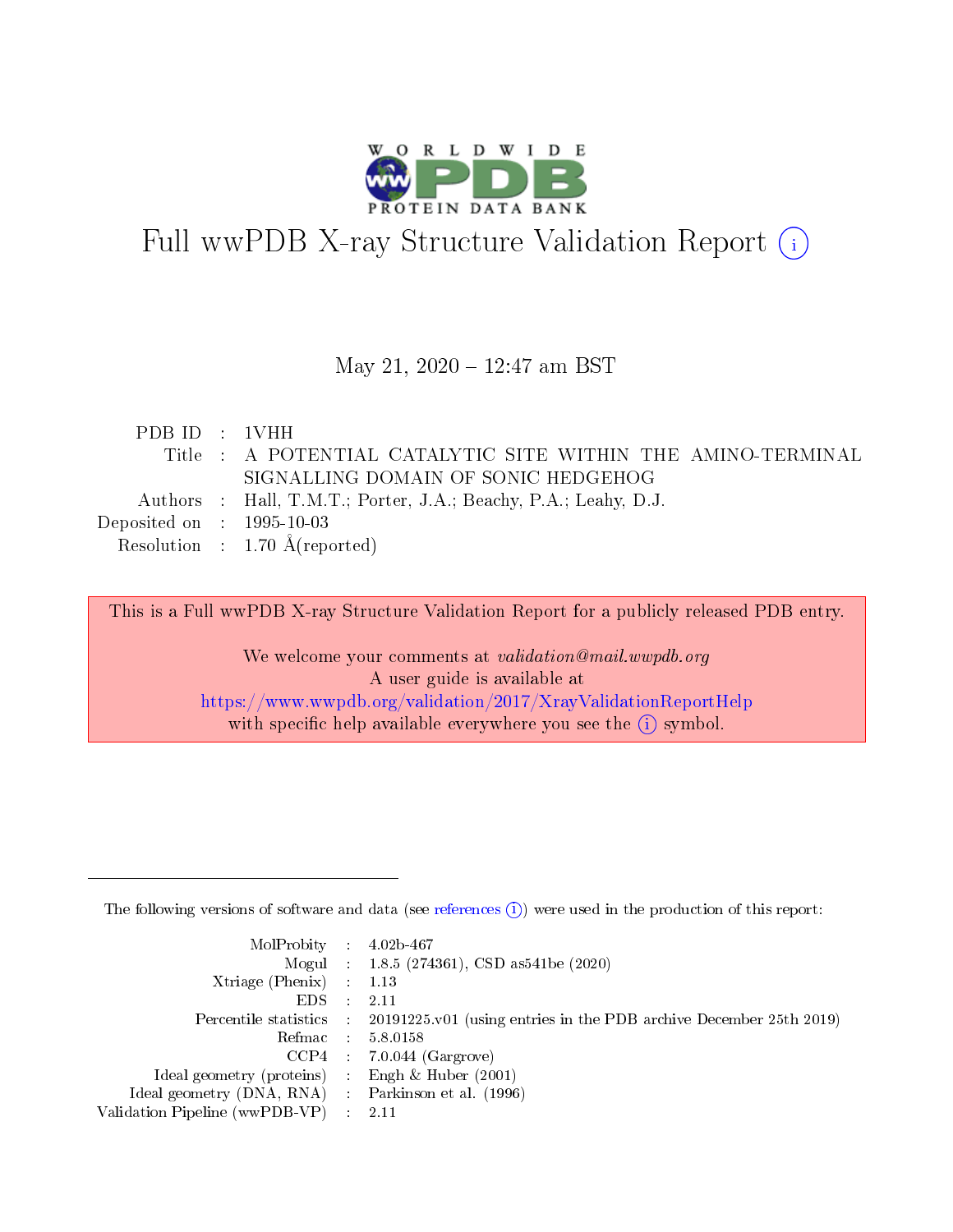# Full wwPDB X-ray Structure Validation Report (i)

May 21, 2020 – 12:47 am BST

| | | |
|---|---|---|
| PDB ID | : | 1VHH |
| Title | : | A POTENTIAL CATALYTIC SITE WITHIN THE AMINO-TERMINAL SIGNALLING DOMAIN OF SONIC HEDGEHOG |
| Authors | : | Hall, T.M.T.; Porter, J.A.; Beachy, P.A.; Leahy, D.J. |
| Deposited on | : | 1995-10-03 |
| Resolution | : | 1.70 Å(reported) |

This is a Full wwPDB X-ray Structure Validation Report for a publicly released PDB entry.

We welcome your comments at *validation@mail.wwpdb.org*
A user guide is available at
https://www.wwpdb.org/validation/2017/XrayValidationReportHelp
with specific help available everywhere you see the (i) symbol.

---

The following versions of software and data (see references (i)) were used in the production of this report:

| | | |
|---|---|---|
| MolProbity | : | 4.02b-467 |
| Mogul | : | 1.8.5 (274361), CSD as541be (2020) |
| Xtriage (Phenix) | : | 1.13 |
| EDS | : | 2.11 |
| Percentile statistics | : | 20191225.v01 (using entries in the PDB archive December 25th 2019) |
| Refmac | : | 5.8.0158 |
| CCP4 | : | 7.0.044 (Gargrove) |
| Ideal geometry (proteins) | : | Engh & Huber (2001) |
| Ideal geometry (DNA, RNA) | : | Parkinson et al. (1996) |
| Validation Pipeline (wwPDB-VP) | : | 2.11 |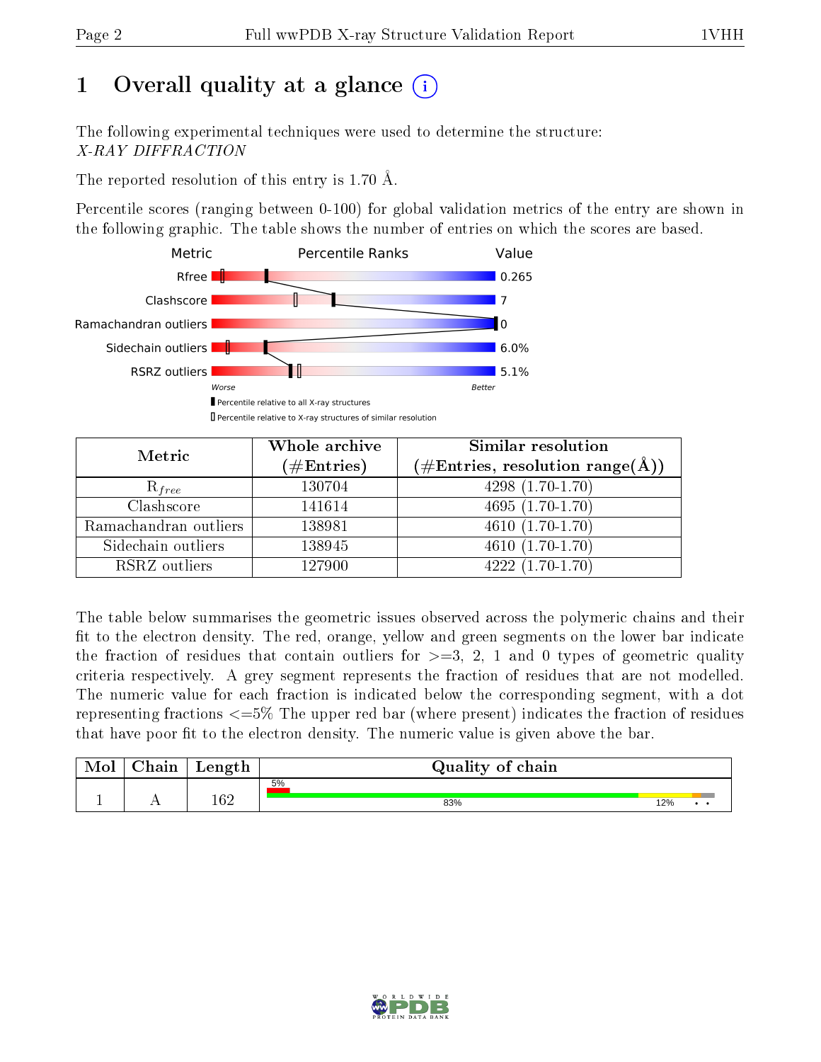# 1 Overall quality at a glance (i)

The following experimental techniques were used to determine the structure:
*X-RAY DIFFRACTION*

The reported resolution of this entry is 1.70 Å.

Percentile scores (ranging between 0-100) for global validation metrics of the entry are shown in the following graphic. The table shows the number of entries on which the scores are based.

| Metric | Value |
|---|---|
| Rfree | 0.265 |
| Clashscore | 7 |
| Ramachandran outliers | 0 |
| Sidechain outliers | 6.0% |
| RSRZ outliers | 5.1% |

Worse — Better

▮ Percentile relative to all X-ray structures
▯ Percentile relative to X-ray structures of similar resolution

| Metric | Whole archive (#Entries) | Similar resolution (#Entries, resolution range(Å)) |
|---|---|---|
| $R_{free}$ | 130704 | 4298 (1.70-1.70) |
| Clashscore | 141614 | 4695 (1.70-1.70) |
| Ramachandran outliers | 138981 | 4610 (1.70-1.70) |
| Sidechain outliers | 138945 | 4610 (1.70-1.70) |
| RSRZ outliers | 127900 | 4222 (1.70-1.70) |

The table below summarises the geometric issues observed across the polymeric chains and their fit to the electron density. The red, orange, yellow and green segments on the lower bar indicate the fraction of residues that contain outliers for >=3, 2, 1 and 0 types of geometric quality criteria respectively. A grey segment represents the fraction of residues that are not modelled. The numeric value for each fraction is indicated below the corresponding segment, with a dot representing fractions <=5% The upper red bar (where present) indicates the fraction of residues that have poor fit to the electron density. The numeric value is given above the bar.

| Mol | Chain | Length | Quality of chain |
|---|---|---|---|
| 1 | A | 162 | 5% (poor fit); 83% green, 12% yellow, • orange, • grey |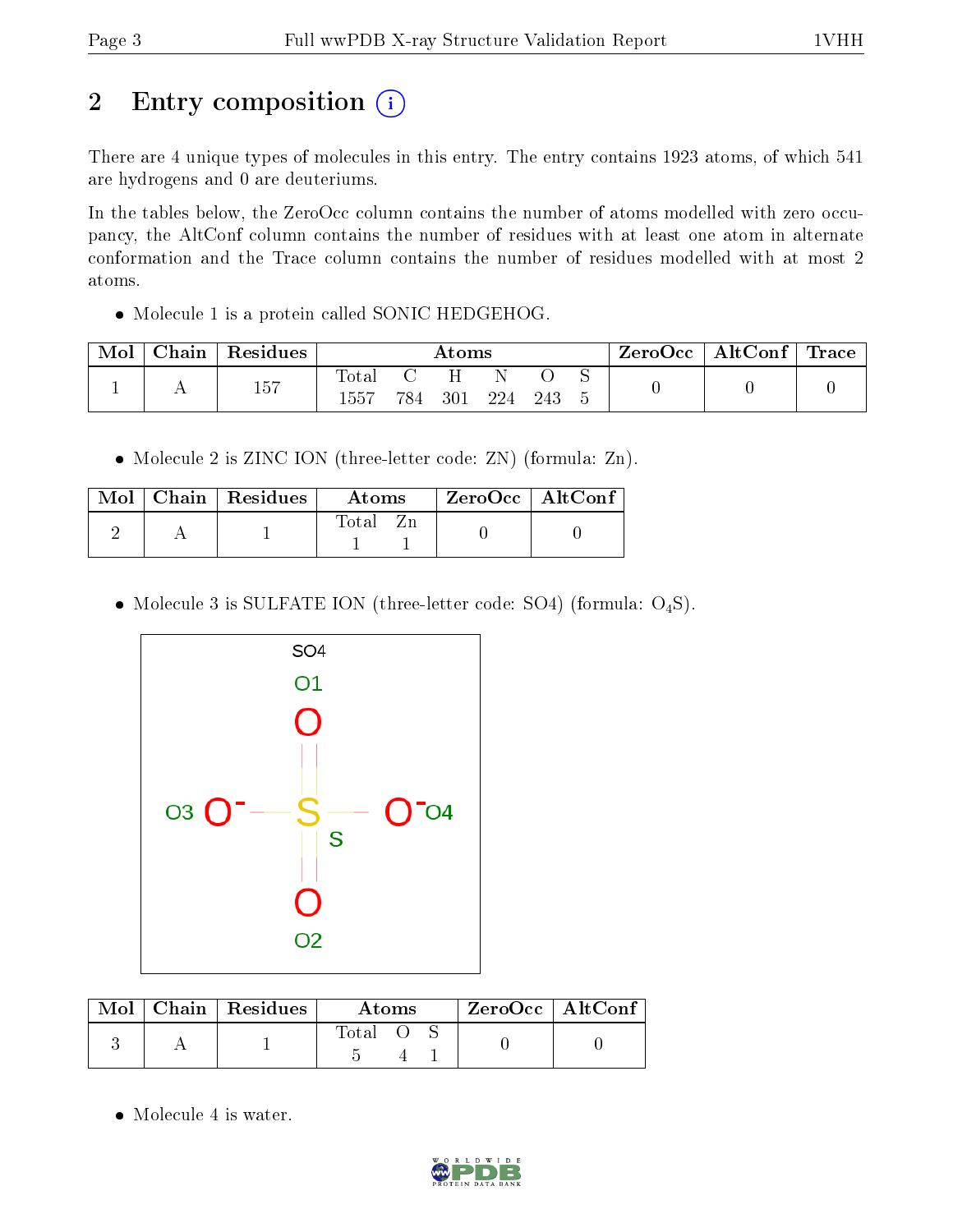## 2 Entry composition

There are 4 unique types of molecules in this entry. The entry contains 1923 atoms, of which 541 are hydrogens and 0 are deuteriums.

In the tables below, the ZeroOcc column contains the number of atoms modelled with zero occupancy, the AltConf column contains the number of residues with at least one atom in alternate conformation and the Trace column contains the number of residues modelled with at most 2 atoms.

- Molecule 1 is a protein called SONIC HEDGEHOG.

| Mol | Chain | Residues | Atoms | | | | | | ZeroOcc | AltConf | Trace |
|---|---|---|---|---|---|---|---|---|---|---|---|
| 1 | A | 157 | Total 1557 | C 784 | H 301 | N 224 | O 243 | S 5 | 0 | 0 | 0 |

- Molecule 2 is ZINC ION (three-letter code: ZN) (formula: Zn).

| Mol | Chain | Residues | Atoms | | ZeroOcc | AltConf |
|---|---|---|---|---|---|---|
| 2 | A | 1 | Total 1 | Zn 1 | 0 | 0 |

- Molecule 3 is SULFATE ION (three-letter code: SO4) (formula: $O_4S$).

| Mol | Chain | Residues | Atoms | | | ZeroOcc | AltConf |
|---|---|---|---|---|---|---|---|
| 3 | A | 1 | Total 5 | O 4 | S 1 | 0 | 0 |

- Molecule 4 is water.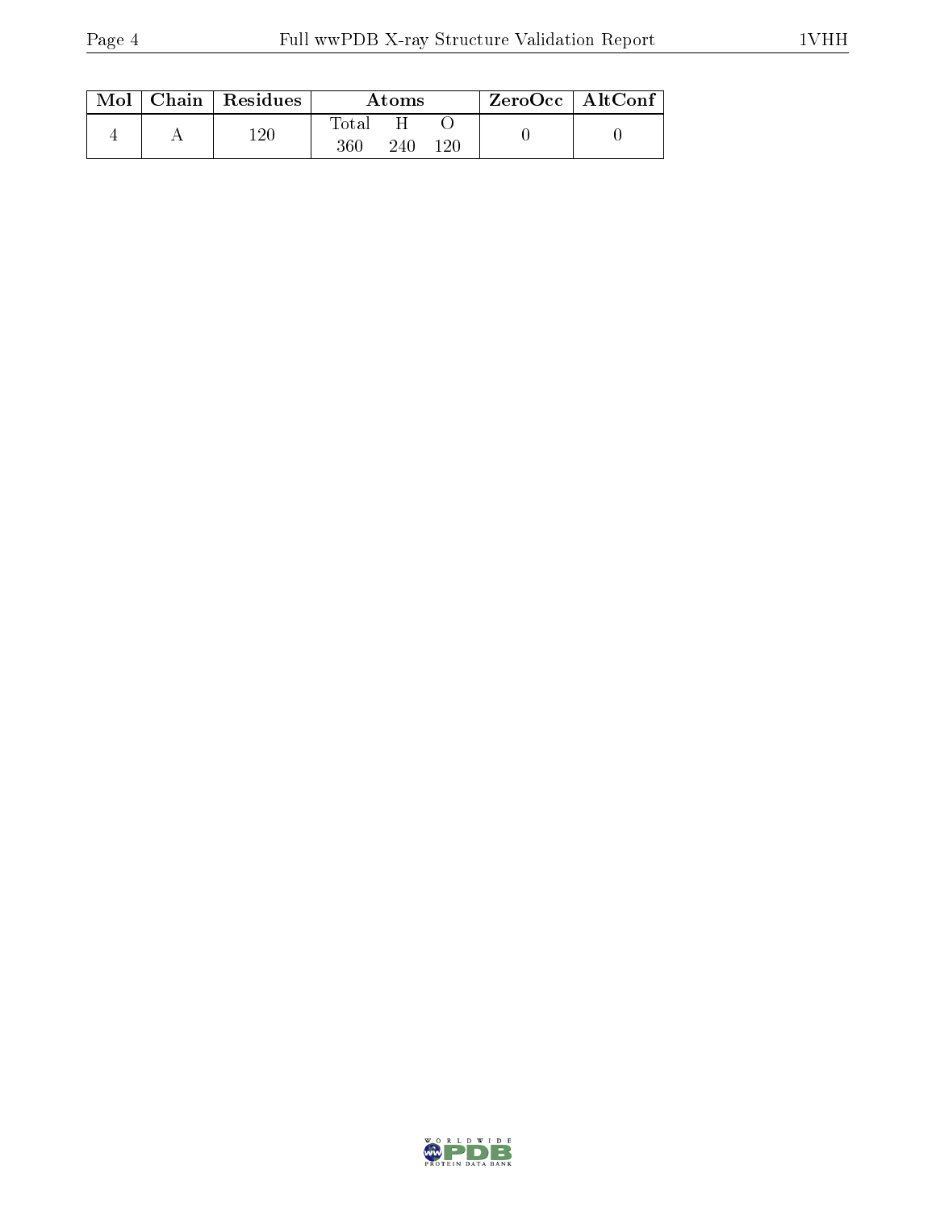| Mol | Chain | Residues | Atoms | | | ZeroOcc | AltConf |
|---|---|---|---|---|---|---|---|
| | | | Total | H | O | | |
| 4 | A | 120 | 360 | 240 | 120 | 0 | 0 |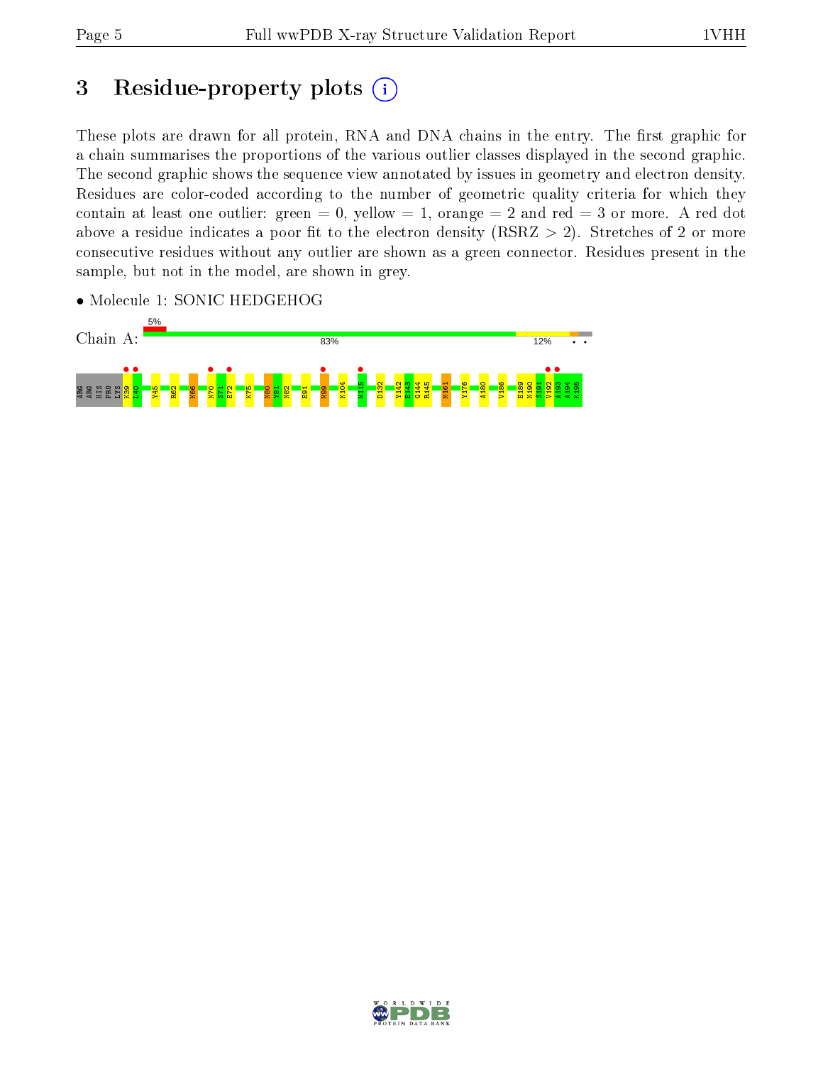# 3 Residue-property plots

These plots are drawn for all protein, RNA and DNA chains in the entry. The first graphic for a chain summarises the proportions of the various outlier classes displayed in the second graphic. The second graphic shows the sequence view annotated by issues in geometry and electron density. Residues are color-coded according to the number of geometric quality criteria for which they contain at least one outlier: green = 0, yellow = 1, orange = 2 and red = 3 or more. A red dot above a residue indicates a poor fit to the electron density (RSRZ > 2). Stretches of 2 or more consecutive residues without any outlier are shown as a green connector. Residues present in the sample, but not in the model, are shown in grey.

- Molecule 1: SONIC HEDGEHOG

Chain A: 5% | 83% | 12%

ARG ARG HIS PRO LYS K39 L40 Y45 R62 K66 N70 S71 E72 K75 N80 Y81 N82 E91 M99 K104 M115 D132 Y142 E143 G144 R145 M161 Y176 A180 V186 E189 N190 S191 V192 A193 A194 K195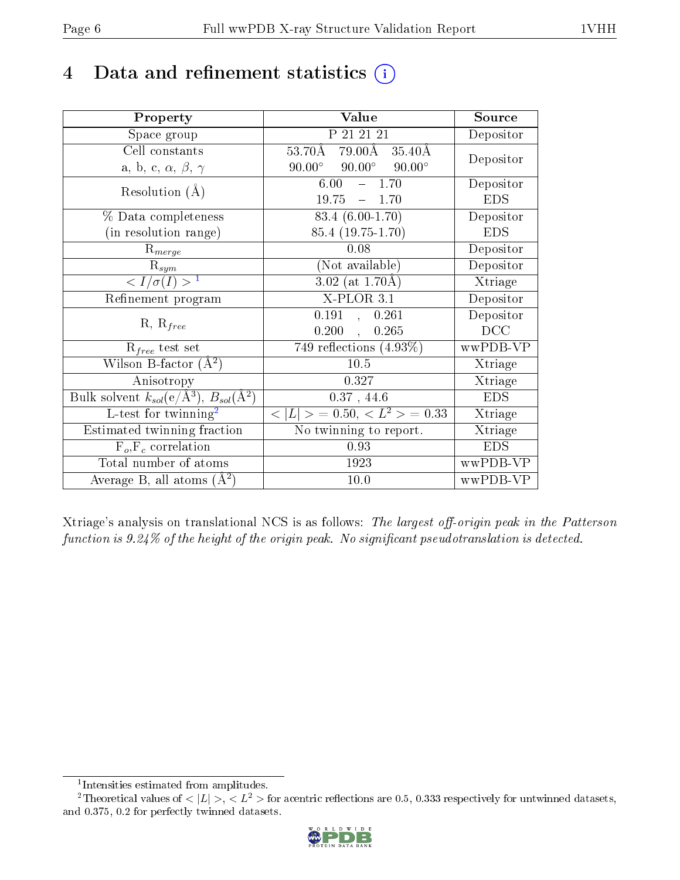# 4 Data and refinement statistics (i)

| Property | Value | Source |
|---|---|---|
| Space group | P 21 21 21 | Depositor |
| Cell constants<br>a, b, c, $\alpha$, $\beta$, $\gamma$ | 53.70Å 79.00Å 35.40Å<br>90.00° 90.00° 90.00° | Depositor |
| Resolution (Å) | 6.00 – 1.70<br>19.75 – 1.70 | Depositor<br>EDS |
| % Data completeness<br>(in resolution range) | 83.4 (6.00-1.70)<br>85.4 (19.75-1.70) | Depositor<br>EDS |
| $R_{merge}$ | 0.08 | Depositor |
| $R_{sym}$ | (Not available) | Depositor |
| $< I/\sigma(I) >$ [1] | 3.02 (at 1.70Å) | Xtriage |
| Refinement program | X-PLOR 3.1 | Depositor |
| R, $R_{free}$ | 0.191 , 0.261<br>0.200 , 0.265 | Depositor<br>DCC |
| $R_{free}$ test set | 749 reflections (4.93%) | wwPDB-VP |
| Wilson B-factor (Å$^2$) | 10.5 | Xtriage |
| Anisotropy | 0.327 | Xtriage |
| Bulk solvent $k_{sol}$(e/Å$^3$), $B_{sol}$(Å$^2$) | 0.37 , 44.6 | EDS |
| L-test for twinning[2] | $< \|L\| >$ = 0.50, $< L^2 >$ = 0.33 | Xtriage |
| Estimated twinning fraction | No twinning to report. | Xtriage |
| $F_o$,$F_c$ correlation | 0.93 | EDS |
| Total number of atoms | 1923 | wwPDB-VP |
| Average B, all atoms (Å$^2$) | 10.0 | wwPDB-VP |

Xtriage's analysis on translational NCS is as follows: *The largest off-origin peak in the Patterson function is 9.24% of the height of the origin peak. No significant pseudotranslation is detected.*

[1] Intensities estimated from amplitudes.

[2] Theoretical values of $< |L| >$, $< L^2 >$ for acentric reflections are 0.5, 0.333 respectively for untwinned datasets, and 0.375, 0.2 for perfectly twinned datasets.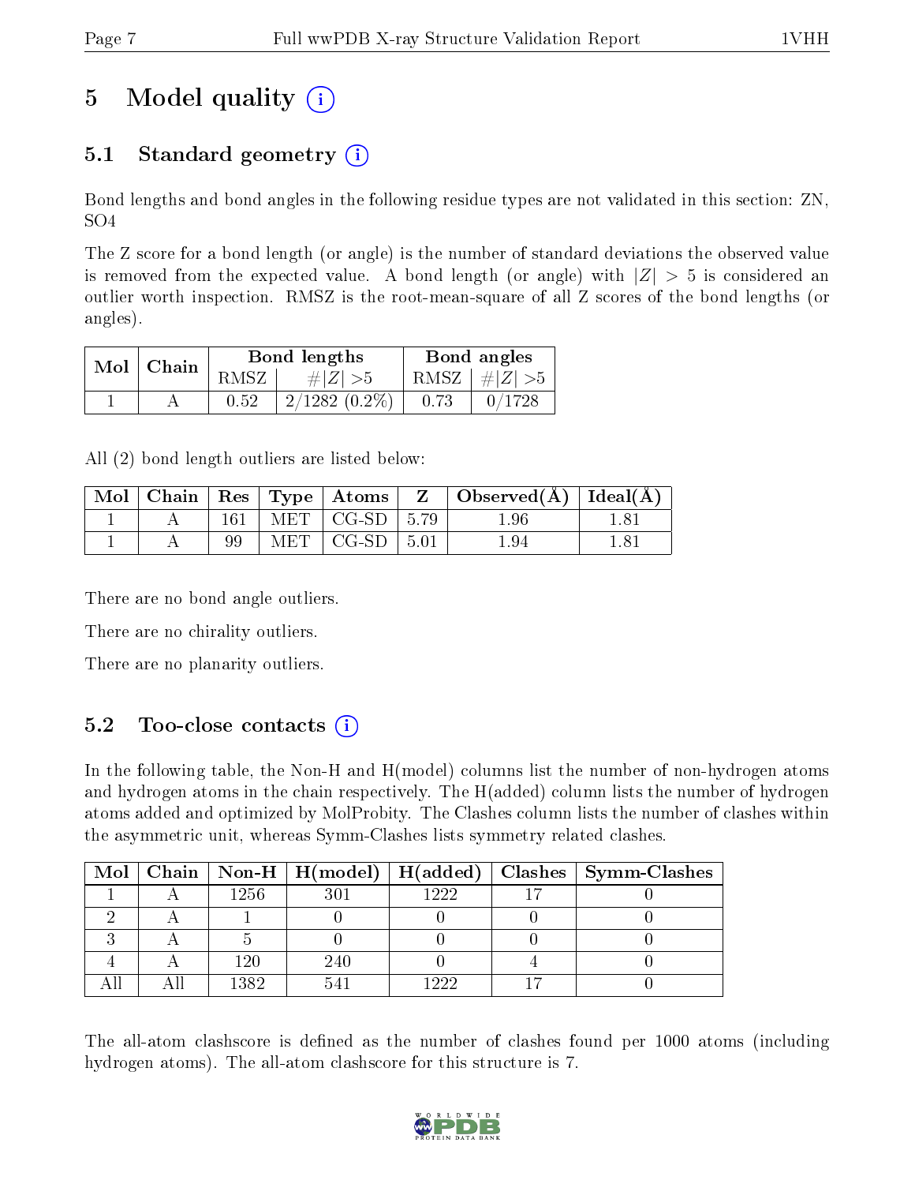# 5 Model quality (i)

## 5.1 Standard geometry (i)

Bond lengths and bond angles in the following residue types are not validated in this section: ZN, SO4

The Z score for a bond length (or angle) is the number of standard deviations the observed value is removed from the expected value. A bond length (or angle) with $|Z| > 5$ is considered an outlier worth inspection. RMSZ is the root-mean-square of all Z scores of the bond lengths (or angles).

| Mol | Chain | Bond lengths | | Bond angles | |
|---|---|---|---|---|---|
| | | RMSZ | $\#|Z| > 5$ | RMSZ | $\#|Z| > 5$ |
| 1 | A | 0.52 | 2/1282 (0.2%) | 0.73 | 0/1728 |

All (2) bond length outliers are listed below:

| Mol | Chain | Res | Type | Atoms | Z | Observed(Å) | Ideal(Å) |
|---|---|---|---|---|---|---|---|
| 1 | A | 161 | MET | CG-SD | 5.79 | 1.96 | 1.81 |
| 1 | A | 99 | MET | CG-SD | 5.01 | 1.94 | 1.81 |

There are no bond angle outliers.

There are no chirality outliers.

There are no planarity outliers.

## 5.2 Too-close contacts (i)

In the following table, the Non-H and H(model) columns list the number of non-hydrogen atoms and hydrogen atoms in the chain respectively. The H(added) column lists the number of hydrogen atoms added and optimized by MolProbity. The Clashes column lists the number of clashes within the asymmetric unit, whereas Symm-Clashes lists symmetry related clashes.

| Mol | Chain | Non-H | H(model) | H(added) | Clashes | Symm-Clashes |
|---|---|---|---|---|---|---|
| 1 | A | 1256 | 301 | 1222 | 17 | 0 |
| 2 | A | 1 | 0 | 0 | 0 | 0 |
| 3 | A | 5 | 0 | 0 | 0 | 0 |
| 4 | A | 120 | 240 | 0 | 4 | 0 |
| All | All | 1382 | 541 | 1222 | 17 | 0 |

The all-atom clashscore is defined as the number of clashes found per 1000 atoms (including hydrogen atoms). The all-atom clashscore for this structure is 7.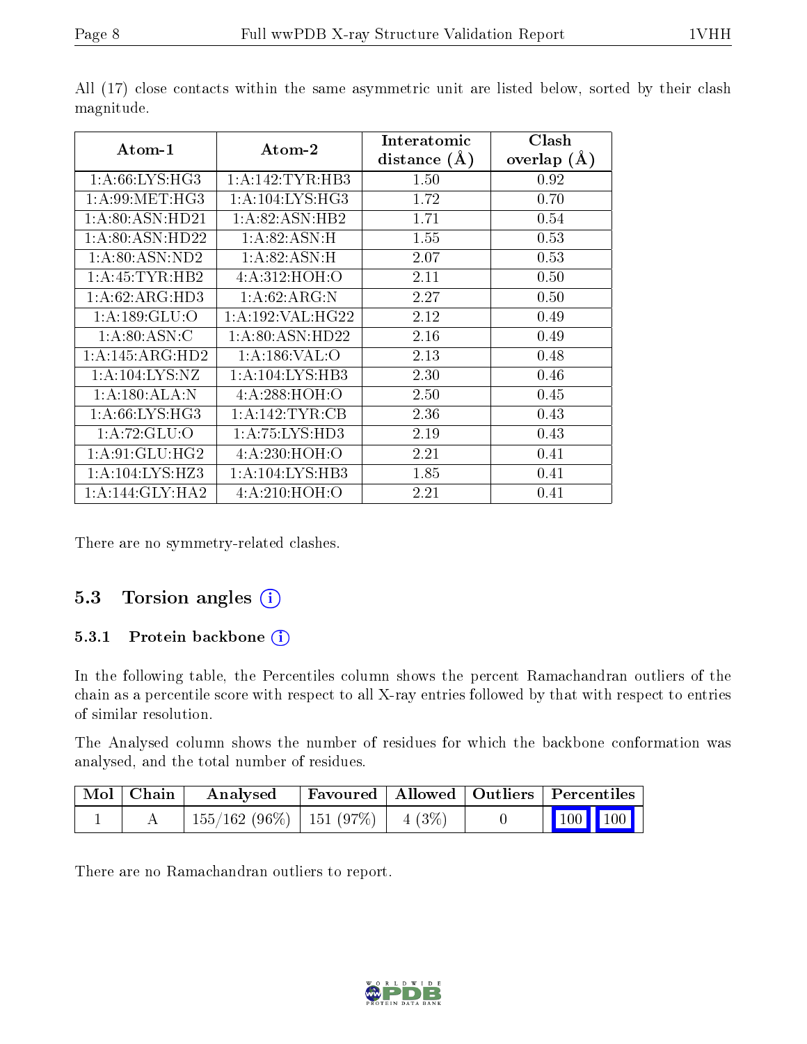All (17) close contacts within the same asymmetric unit are listed below, sorted by their clash magnitude.

| Atom-1 | Atom-2 | Interatomic distance (Å) | Clash overlap (Å) |
|---|---|---|---|
| 1:A:66:LYS:HG3 | 1:A:142:TYR:HB3 | 1.50 | 0.92 |
| 1:A:99:MET:HG3 | 1:A:104:LYS:HG3 | 1.72 | 0.70 |
| 1:A:80:ASN:HD21 | 1:A:82:ASN:HB2 | 1.71 | 0.54 |
| 1:A:80:ASN:HD22 | 1:A:82:ASN:H | 1.55 | 0.53 |
| 1:A:80:ASN:ND2 | 1:A:82:ASN:H | 2.07 | 0.53 |
| 1:A:45:TYR:HB2 | 4:A:312:HOH:O | 2.11 | 0.50 |
| 1:A:62:ARG:HD3 | 1:A:62:ARG:N | 2.27 | 0.50 |
| 1:A:189:GLU:O | 1:A:192:VAL:HG22 | 2.12 | 0.49 |
| 1:A:80:ASN:C | 1:A:80:ASN:HD22 | 2.16 | 0.49 |
| 1:A:145:ARG:HD2 | 1:A:186:VAL:O | 2.13 | 0.48 |
| 1:A:104:LYS:NZ | 1:A:104:LYS:HB3 | 2.30 | 0.46 |
| 1:A:180:ALA:N | 4:A:288:HOH:O | 2.50 | 0.45 |
| 1:A:66:LYS:HG3 | 1:A:142:TYR:CB | 2.36 | 0.43 |
| 1:A:72:GLU:O | 1:A:75:LYS:HD3 | 2.19 | 0.43 |
| 1:A:91:GLU:HG2 | 4:A:230:HOH:O | 2.21 | 0.41 |
| 1:A:104:LYS:HZ3 | 1:A:104:LYS:HB3 | 1.85 | 0.41 |
| 1:A:144:GLY:HA2 | 4:A:210:HOH:O | 2.21 | 0.41 |

There are no symmetry-related clashes.

## 5.3 Torsion angles

### 5.3.1 Protein backbone

In the following table, the Percentiles column shows the percent Ramachandran outliers of the chain as a percentile score with respect to all X-ray entries followed by that with respect to entries of similar resolution.

The Analysed column shows the number of residues for which the backbone conformation was analysed, and the total number of residues.

| Mol | Chain | Analysed | Favoured | Allowed | Outliers | Percentiles | |
|---|---|---|---|---|---|---|---|
| 1 | A | 155/162 (96%) | 151 (97%) | 4 (3%) | 0 | 100 | 100 |

There are no Ramachandran outliers to report.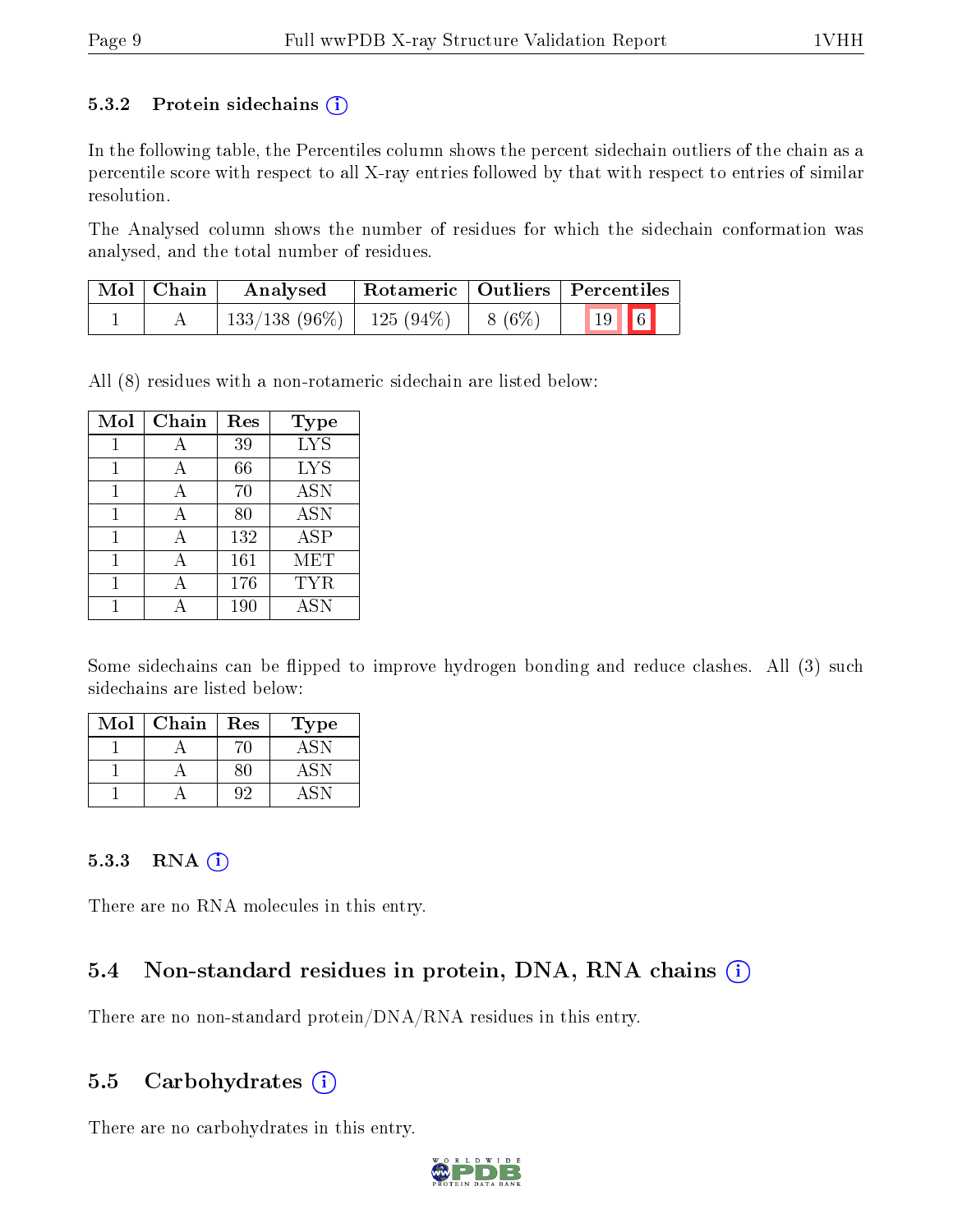### 5.3.2 Protein sidechains

In the following table, the Percentiles column shows the percent sidechain outliers of the chain as a percentile score with respect to all X-ray entries followed by that with respect to entries of similar resolution.

The Analysed column shows the number of residues for which the sidechain conformation was analysed, and the total number of residues.

| Mol | Chain | Analysed | Rotameric | Outliers | Percentiles |
|---|---|---|---|---|---|
| 1 | A | 133/138 (96%) | 125 (94%) | 8 (6%) | 19 6 |

All (8) residues with a non-rotameric sidechain are listed below:

| Mol | Chain | Res | Type |
|---|---|---|---|
| 1 | A | 39 | LYS |
| 1 | A | 66 | LYS |
| 1 | A | 70 | ASN |
| 1 | A | 80 | ASN |
| 1 | A | 132 | ASP |
| 1 | A | 161 | MET |
| 1 | A | 176 | TYR |
| 1 | A | 190 | ASN |

Some sidechains can be flipped to improve hydrogen bonding and reduce clashes. All (3) such sidechains are listed below:

| Mol | Chain | Res | Type |
|---|---|---|---|
| 1 | A | 70 | ASN |
| 1 | A | 80 | ASN |
| 1 | A | 92 | ASN |

### 5.3.3 RNA

There are no RNA molecules in this entry.

## 5.4 Non-standard residues in protein, DNA, RNA chains

There are no non-standard protein/DNA/RNA residues in this entry.

## 5.5 Carbohydrates

There are no carbohydrates in this entry.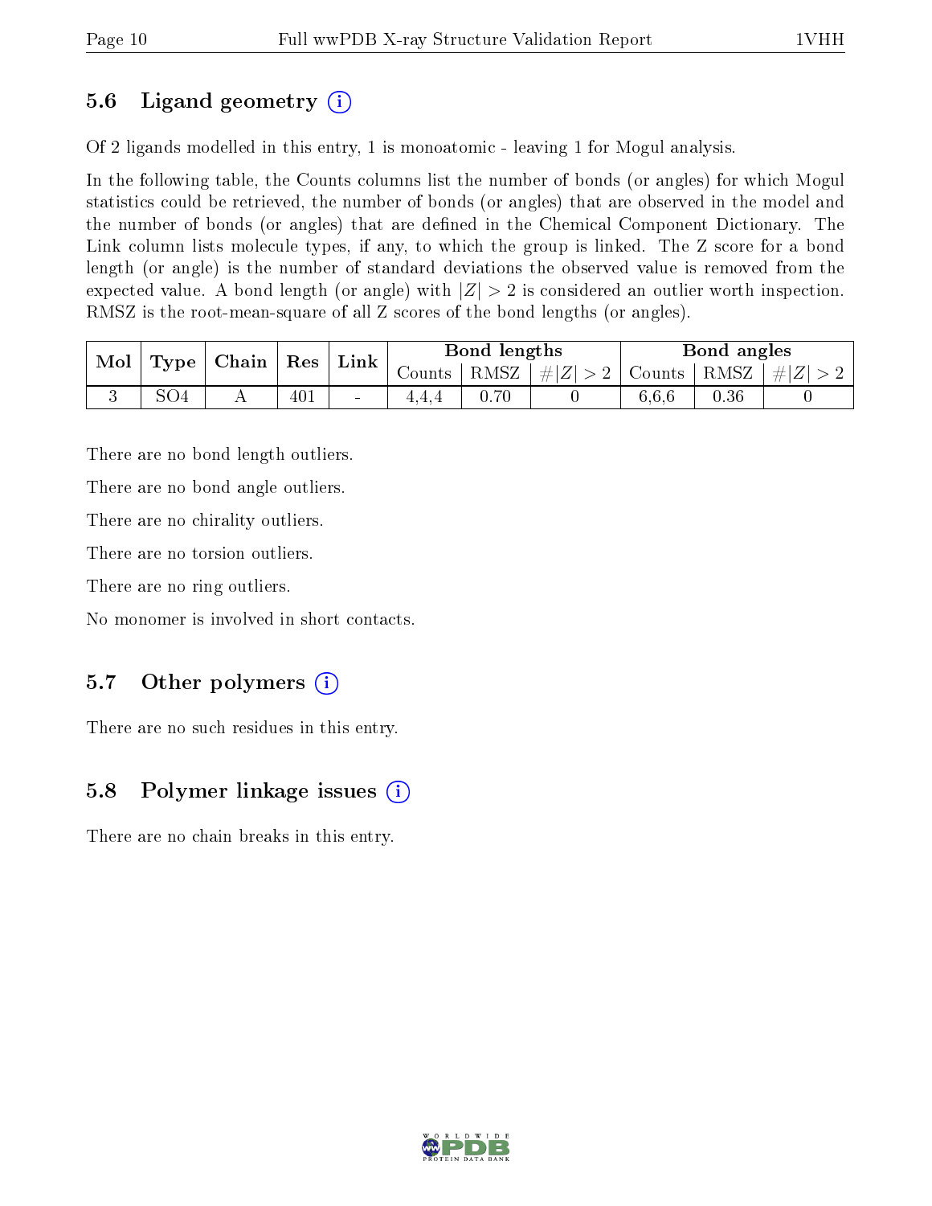### 5.6 Ligand geometry (i)

Of 2 ligands modelled in this entry, 1 is monoatomic - leaving 1 for Mogul analysis.

In the following table, the Counts columns list the number of bonds (or angles) for which Mogul statistics could be retrieved, the number of bonds (or angles) that are observed in the model and the number of bonds (or angles) that are defined in the Chemical Component Dictionary. The Link column lists molecule types, if any, to which the group is linked. The Z score for a bond length (or angle) is the number of standard deviations the observed value is removed from the expected value. A bond length (or angle) with $|Z| > 2$ is considered an outlier worth inspection. RMSZ is the root-mean-square of all Z scores of the bond lengths (or angles).

| Mol | Type | Chain | Res | Link | Bond lengths | | | Bond angles | | |
|---|---|---|---|---|---|---|---|---|---|---|
| | | | | | Counts | RMSZ | $\#\|Z\| > 2$ | Counts | RMSZ | $\#\|Z\| > 2$ |
| 3 | SO4 | A | 401 | - | 4,4,4 | 0.70 | 0 | 6,6,6 | 0.36 | 0 |

There are no bond length outliers.

There are no bond angle outliers.

There are no chirality outliers.

There are no torsion outliers.

There are no ring outliers.

No monomer is involved in short contacts.

### 5.7 Other polymers (i)

There are no such residues in this entry.

### 5.8 Polymer linkage issues (i)

There are no chain breaks in this entry.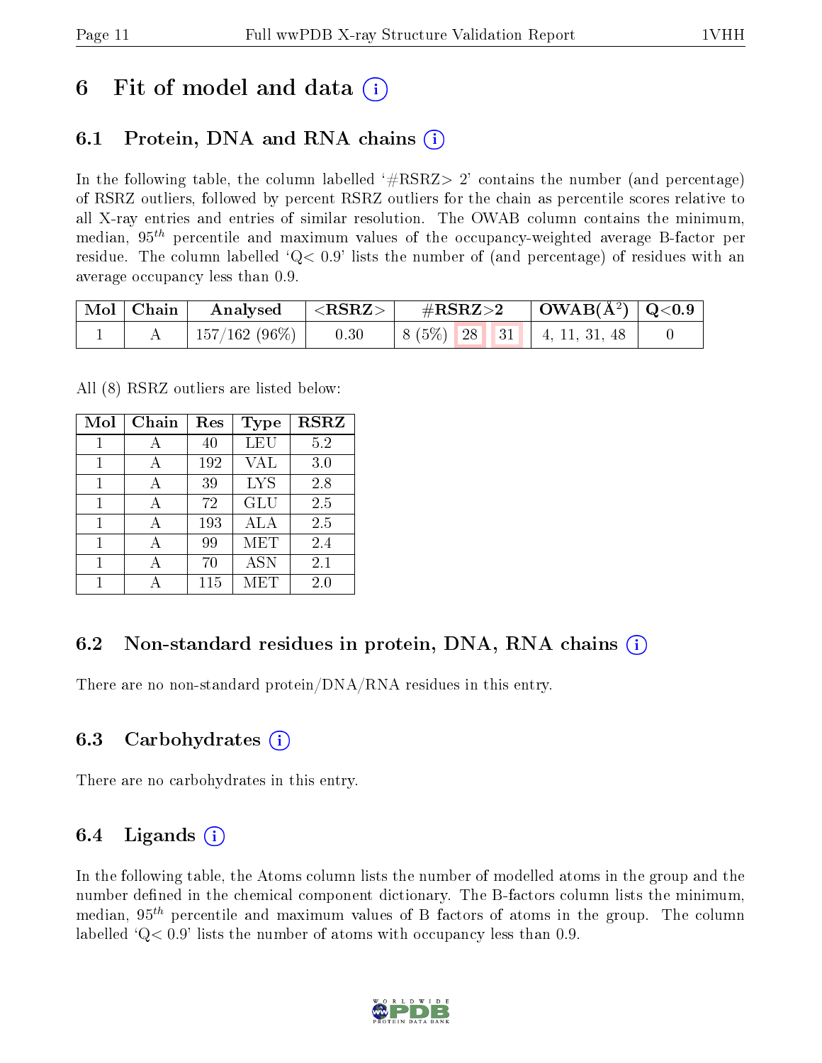# 6 Fit of model and data

## 6.1 Protein, DNA and RNA chains

In the following table, the column labelled '#RSRZ> 2' contains the number (and percentage) of RSRZ outliers, followed by percent RSRZ outliers for the chain as percentile scores relative to all X-ray entries and entries of similar resolution. The OWAB column contains the minimum, median, $95^{th}$ percentile and maximum values of the occupancy-weighted average B-factor per residue. The column labelled 'Q< 0.9' lists the number of (and percentage) of residues with an average occupancy less than 0.9.

| Mol | Chain | Analysed | <RSRZ> | #RSRZ>2 | OWAB(Å$^2$) | Q<0.9 |
|---|---|---|---|---|---|---|
| 1 | A | 157/162 (96%) | 0.30 | 8 (5%) 28 31 | 4, 11, 31, 48 | 0 |

All (8) RSRZ outliers are listed below:

| Mol | Chain | Res | Type | RSRZ |
|---|---|---|---|---|
| 1 | A | 40 | LEU | 5.2 |
| 1 | A | 192 | VAL | 3.0 |
| 1 | A | 39 | LYS | 2.8 |
| 1 | A | 72 | GLU | 2.5 |
| 1 | A | 193 | ALA | 2.5 |
| 1 | A | 99 | MET | 2.4 |
| 1 | A | 70 | ASN | 2.1 |
| 1 | A | 115 | MET | 2.0 |

## 6.2 Non-standard residues in protein, DNA, RNA chains

There are no non-standard protein/DNA/RNA residues in this entry.

## 6.3 Carbohydrates

There are no carbohydrates in this entry.

## 6.4 Ligands

In the following table, the Atoms column lists the number of modelled atoms in the group and the number defined in the chemical component dictionary. The B-factors column lists the minimum, median, $95^{th}$ percentile and maximum values of B factors of atoms in the group. The column labelled 'Q< 0.9' lists the number of atoms with occupancy less than 0.9.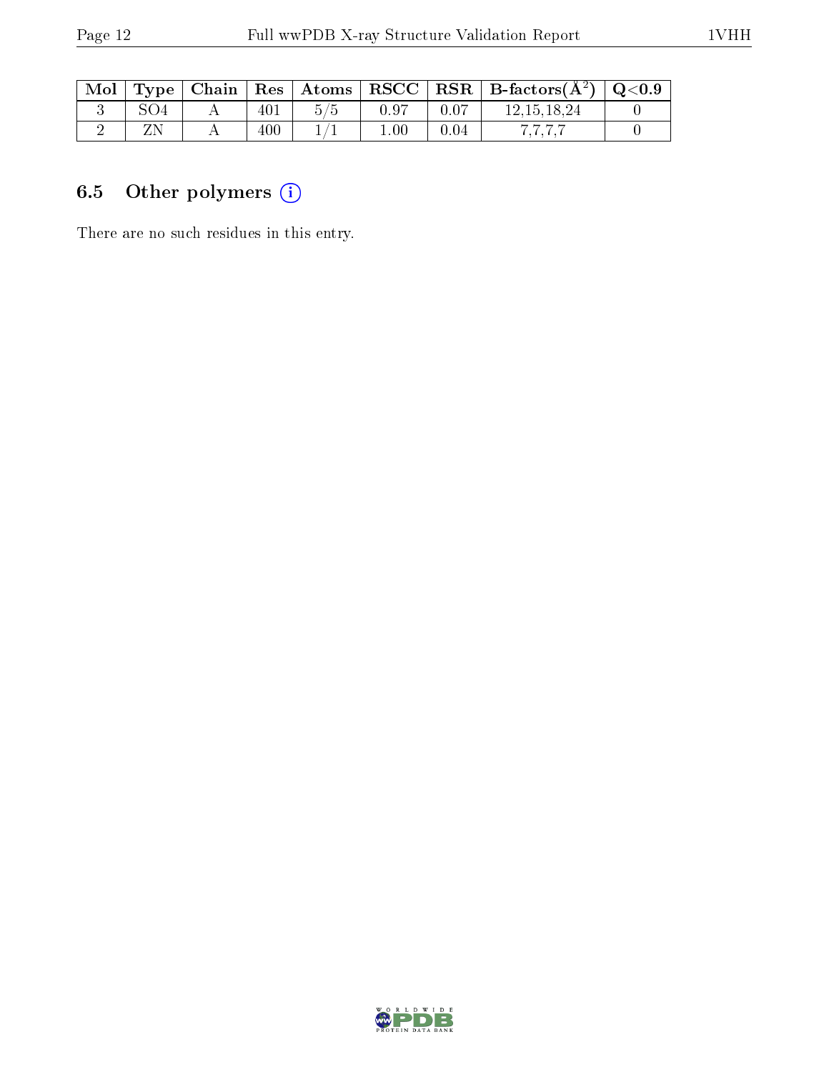| Mol | Type | Chain | Res | Atoms | RSCC | RSR | B-factors($Å^2$) | Q<0.9 |
|---|---|---|---|---|---|---|---|---|
| 3 | SO4 | A | 401 | 5/5 | 0.97 | 0.07 | 12,15,18,24 | 0 |
| 2 | ZN | A | 400 | 1/1 | 1.00 | 0.04 | 7,7,7,7 | 0 |

## 6.5 Other polymers (i)

There are no such residues in this entry.